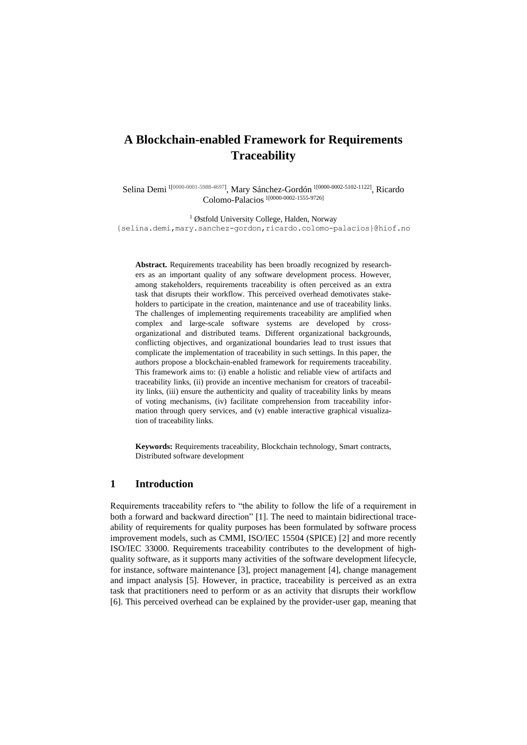# A Blockchain-enabled Framework for Requirements Traceability

Selina Demi [1[0000-0001-5988-4697]], Mary Sánchez-Gordón [1[0000-0002-5102-1122]], Ricardo Colomo-Palacios [1[0000-0002-1555-9726]]

[1] Østfold University College, Halden, Norway
{selina.demi,mary.sanchez-gordon,ricardo.colomo-palacios}@hiof.no

**Abstract.** Requirements traceability has been broadly recognized by researchers as an important quality of any software development process. However, among stakeholders, requirements traceability is often perceived as an extra task that disrupts their workflow. This perceived overhead demotivates stakeholders to participate in the creation, maintenance and use of traceability links. The challenges of implementing requirements traceability are amplified when complex and large-scale software systems are developed by cross-organizational and distributed teams. Different organizational backgrounds, conflicting objectives, and organizational boundaries lead to trust issues that complicate the implementation of traceability in such settings. In this paper, the authors propose a blockchain-enabled framework for requirements traceability. This framework aims to: (i) enable a holistic and reliable view of artifacts and traceability links, (ii) provide an incentive mechanism for creators of traceability links, (iii) ensure the authenticity and quality of traceability links by means of voting mechanisms, (iv) facilitate comprehension from traceability information through query services, and (v) enable interactive graphical visualization of traceability links.

**Keywords:** Requirements traceability, Blockchain technology, Smart contracts, Distributed software development

## 1 Introduction

Requirements traceability refers to "the ability to follow the life of a requirement in both a forward and backward direction" [1]. The need to maintain bidirectional traceability of requirements for quality purposes has been formulated by software process improvement models, such as CMMI, ISO/IEC 15504 (SPICE) [2] and more recently ISO/IEC 33000. Requirements traceability contributes to the development of high-quality software, as it supports many activities of the software development lifecycle, for instance, software maintenance [3], project management [4], change management and impact analysis [5]. However, in practice, traceability is perceived as an extra task that practitioners need to perform or as an activity that disrupts their workflow [6]. This perceived overhead can be explained by the provider-user gap, meaning that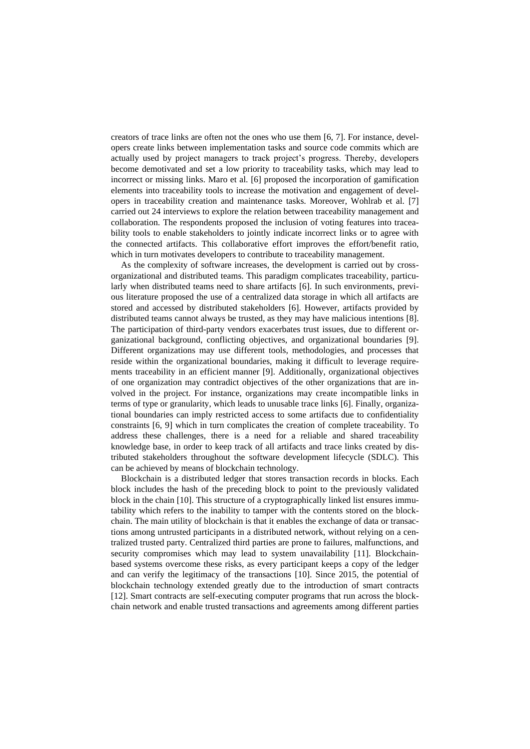creators of trace links are often not the ones who use them [6, 7]. For instance, developers create links between implementation tasks and source code commits which are actually used by project managers to track project's progress. Thereby, developers become demotivated and set a low priority to traceability tasks, which may lead to incorrect or missing links. Maro et al. [6] proposed the incorporation of gamification elements into traceability tools to increase the motivation and engagement of developers in traceability creation and maintenance tasks. Moreover, Wohlrab et al. [7] carried out 24 interviews to explore the relation between traceability management and collaboration. The respondents proposed the inclusion of voting features into traceability tools to enable stakeholders to jointly indicate incorrect links or to agree with the connected artifacts. This collaborative effort improves the effort/benefit ratio, which in turn motivates developers to contribute to traceability management.

As the complexity of software increases, the development is carried out by cross-organizational and distributed teams. This paradigm complicates traceability, particularly when distributed teams need to share artifacts [6]. In such environments, previous literature proposed the use of a centralized data storage in which all artifacts are stored and accessed by distributed stakeholders [6]. However, artifacts provided by distributed teams cannot always be trusted, as they may have malicious intentions [8]. The participation of third-party vendors exacerbates trust issues, due to different organizational background, conflicting objectives, and organizational boundaries [9]. Different organizations may use different tools, methodologies, and processes that reside within the organizational boundaries, making it difficult to leverage requirements traceability in an efficient manner [9]. Additionally, organizational objectives of one organization may contradict objectives of the other organizations that are involved in the project. For instance, organizations may create incompatible links in terms of type or granularity, which leads to unusable trace links [6]. Finally, organizational boundaries can imply restricted access to some artifacts due to confidentiality constraints [6, 9] which in turn complicates the creation of complete traceability. To address these challenges, there is a need for a reliable and shared traceability knowledge base, in order to keep track of all artifacts and trace links created by distributed stakeholders throughout the software development lifecycle (SDLC). This can be achieved by means of blockchain technology.

Blockchain is a distributed ledger that stores transaction records in blocks. Each block includes the hash of the preceding block to point to the previously validated block in the chain [10]. This structure of a cryptographically linked list ensures immutability which refers to the inability to tamper with the contents stored on the blockchain. The main utility of blockchain is that it enables the exchange of data or transactions among untrusted participants in a distributed network, without relying on a centralized trusted party. Centralized third parties are prone to failures, malfunctions, and security compromises which may lead to system unavailability [11]. Blockchain-based systems overcome these risks, as every participant keeps a copy of the ledger and can verify the legitimacy of the transactions [10]. Since 2015, the potential of blockchain technology extended greatly due to the introduction of smart contracts [12]. Smart contracts are self-executing computer programs that run across the blockchain network and enable trusted transactions and agreements among different parties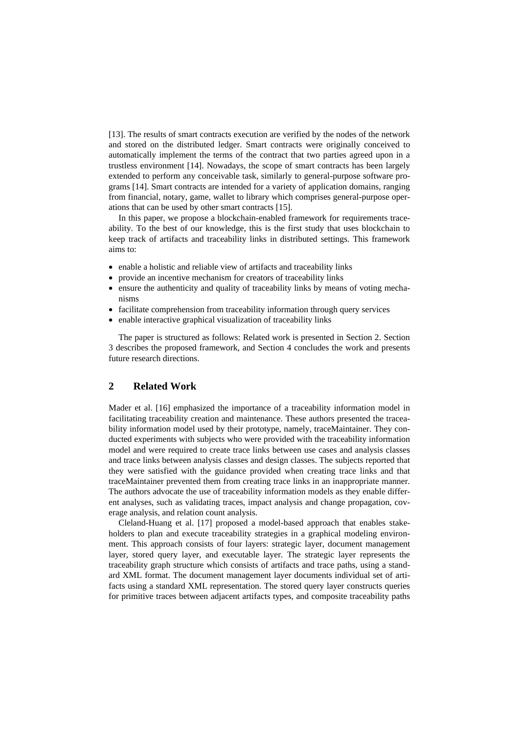[13]. The results of smart contracts execution are verified by the nodes of the network and stored on the distributed ledger. Smart contracts were originally conceived to automatically implement the terms of the contract that two parties agreed upon in a trustless environment [14]. Nowadays, the scope of smart contracts has been largely extended to perform any conceivable task, similarly to general-purpose software programs [14]. Smart contracts are intended for a variety of application domains, ranging from financial, notary, game, wallet to library which comprises general-purpose operations that can be used by other smart contracts [15].

In this paper, we propose a blockchain-enabled framework for requirements traceability. To the best of our knowledge, this is the first study that uses blockchain to keep track of artifacts and traceability links in distributed settings. This framework aims to:

- enable a holistic and reliable view of artifacts and traceability links
- provide an incentive mechanism for creators of traceability links
- ensure the authenticity and quality of traceability links by means of voting mechanisms
- facilitate comprehension from traceability information through query services
- enable interactive graphical visualization of traceability links

The paper is structured as follows: Related work is presented in Section 2. Section 3 describes the proposed framework, and Section 4 concludes the work and presents future research directions.

## 2 Related Work

Mader et al. [16] emphasized the importance of a traceability information model in facilitating traceability creation and maintenance. These authors presented the traceability information model used by their prototype, namely, traceMaintainer. They conducted experiments with subjects who were provided with the traceability information model and were required to create trace links between use cases and analysis classes and trace links between analysis classes and design classes. The subjects reported that they were satisfied with the guidance provided when creating trace links and that traceMaintainer prevented them from creating trace links in an inappropriate manner. The authors advocate the use of traceability information models as they enable different analyses, such as validating traces, impact analysis and change propagation, coverage analysis, and relation count analysis.

Cleland-Huang et al. [17] proposed a model-based approach that enables stakeholders to plan and execute traceability strategies in a graphical modeling environment. This approach consists of four layers: strategic layer, document management layer, stored query layer, and executable layer. The strategic layer represents the traceability graph structure which consists of artifacts and trace paths, using a standard XML format. The document management layer documents individual set of artifacts using a standard XML representation. The stored query layer constructs queries for primitive traces between adjacent artifacts types, and composite traceability paths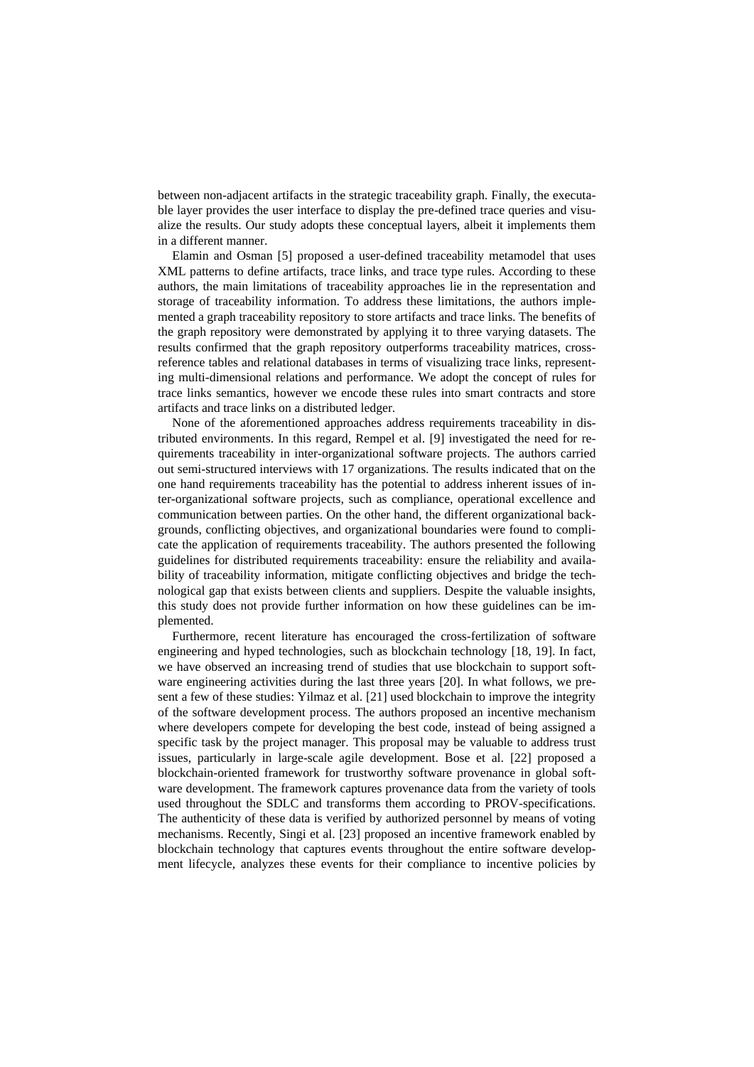between non-adjacent artifacts in the strategic traceability graph. Finally, the executable layer provides the user interface to display the pre-defined trace queries and visualize the results. Our study adopts these conceptual layers, albeit it implements them in a different manner.

Elamin and Osman [5] proposed a user-defined traceability metamodel that uses XML patterns to define artifacts, trace links, and trace type rules. According to these authors, the main limitations of traceability approaches lie in the representation and storage of traceability information. To address these limitations, the authors implemented a graph traceability repository to store artifacts and trace links. The benefits of the graph repository were demonstrated by applying it to three varying datasets. The results confirmed that the graph repository outperforms traceability matrices, cross-reference tables and relational databases in terms of visualizing trace links, representing multi-dimensional relations and performance. We adopt the concept of rules for trace links semantics, however we encode these rules into smart contracts and store artifacts and trace links on a distributed ledger.

None of the aforementioned approaches address requirements traceability in distributed environments. In this regard, Rempel et al. [9] investigated the need for requirements traceability in inter-organizational software projects. The authors carried out semi-structured interviews with 17 organizations. The results indicated that on the one hand requirements traceability has the potential to address inherent issues of inter-organizational software projects, such as compliance, operational excellence and communication between parties. On the other hand, the different organizational backgrounds, conflicting objectives, and organizational boundaries were found to complicate the application of requirements traceability. The authors presented the following guidelines for distributed requirements traceability: ensure the reliability and availability of traceability information, mitigate conflicting objectives and bridge the technological gap that exists between clients and suppliers. Despite the valuable insights, this study does not provide further information on how these guidelines can be implemented.

Furthermore, recent literature has encouraged the cross-fertilization of software engineering and hyped technologies, such as blockchain technology [18, 19]. In fact, we have observed an increasing trend of studies that use blockchain to support software engineering activities during the last three years [20]. In what follows, we present a few of these studies: Yilmaz et al. [21] used blockchain to improve the integrity of the software development process. The authors proposed an incentive mechanism where developers compete for developing the best code, instead of being assigned a specific task by the project manager. This proposal may be valuable to address trust issues, particularly in large-scale agile development. Bose et al. [22] proposed a blockchain-oriented framework for trustworthy software provenance in global software development. The framework captures provenance data from the variety of tools used throughout the SDLC and transforms them according to PROV-specifications. The authenticity of these data is verified by authorized personnel by means of voting mechanisms. Recently, Singi et al. [23] proposed an incentive framework enabled by blockchain technology that captures events throughout the entire software development lifecycle, analyzes these events for their compliance to incentive policies by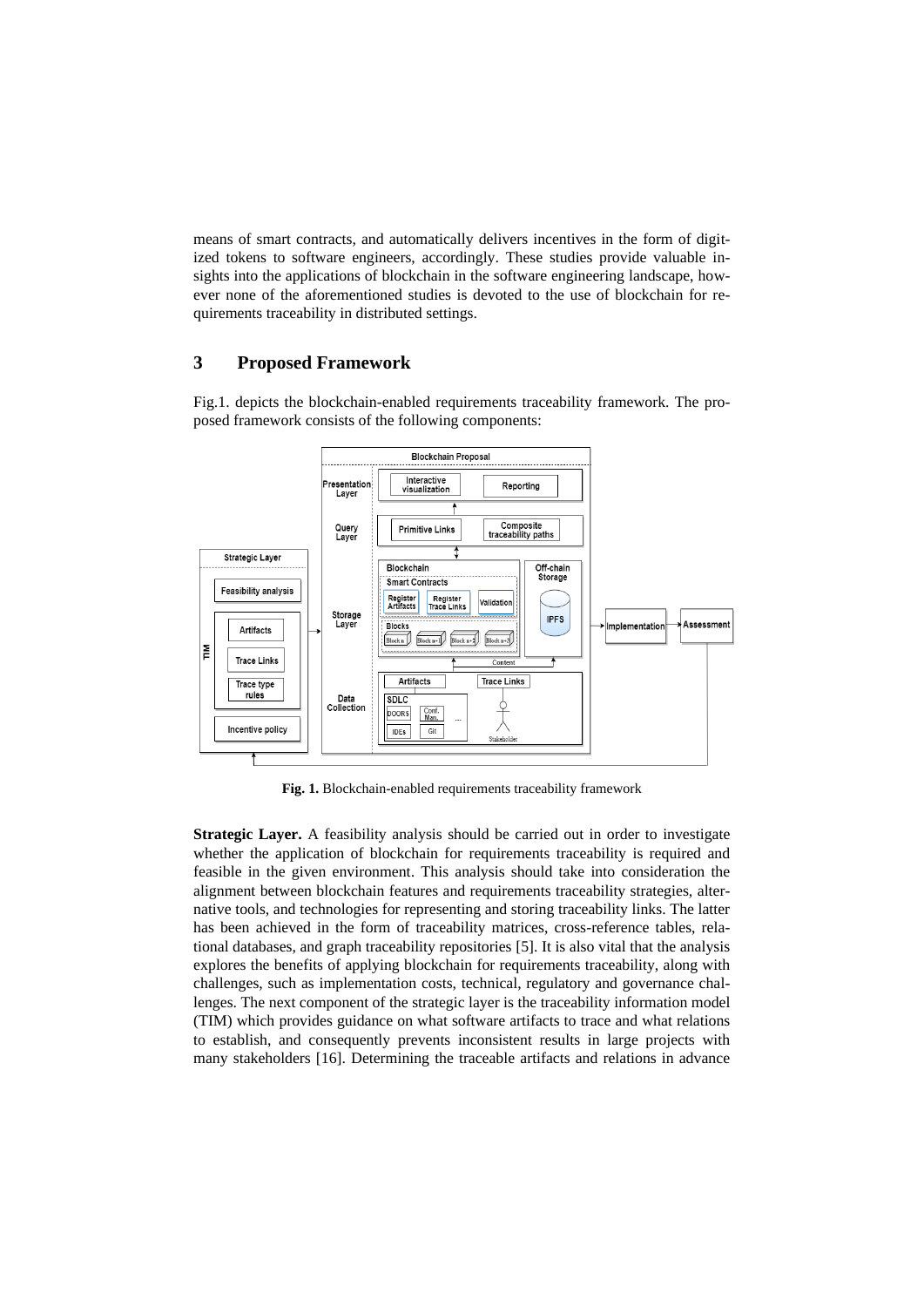means of smart contracts, and automatically delivers incentives in the form of digitized tokens to software engineers, accordingly. These studies provide valuable insights into the applications of blockchain in the software engineering landscape, however none of the aforementioned studies is devoted to the use of blockchain for requirements traceability in distributed settings.

## 3 Proposed Framework

Fig.1. depicts the blockchain-enabled requirements traceability framework. The proposed framework consists of the following components:

**Fig. 1.** Blockchain-enabled requirements traceability framework

**Strategic Layer.** A feasibility analysis should be carried out in order to investigate whether the application of blockchain for requirements traceability is required and feasible in the given environment. This analysis should take into consideration the alignment between blockchain features and requirements traceability strategies, alternative tools, and technologies for representing and storing traceability links. The latter has been achieved in the form of traceability matrices, cross-reference tables, relational databases, and graph traceability repositories [5]. It is also vital that the analysis explores the benefits of applying blockchain for requirements traceability, along with challenges, such as implementation costs, technical, regulatory and governance challenges. The next component of the strategic layer is the traceability information model (TIM) which provides guidance on what software artifacts to trace and what relations to establish, and consequently prevents inconsistent results in large projects with many stakeholders [16]. Determining the traceable artifacts and relations in advance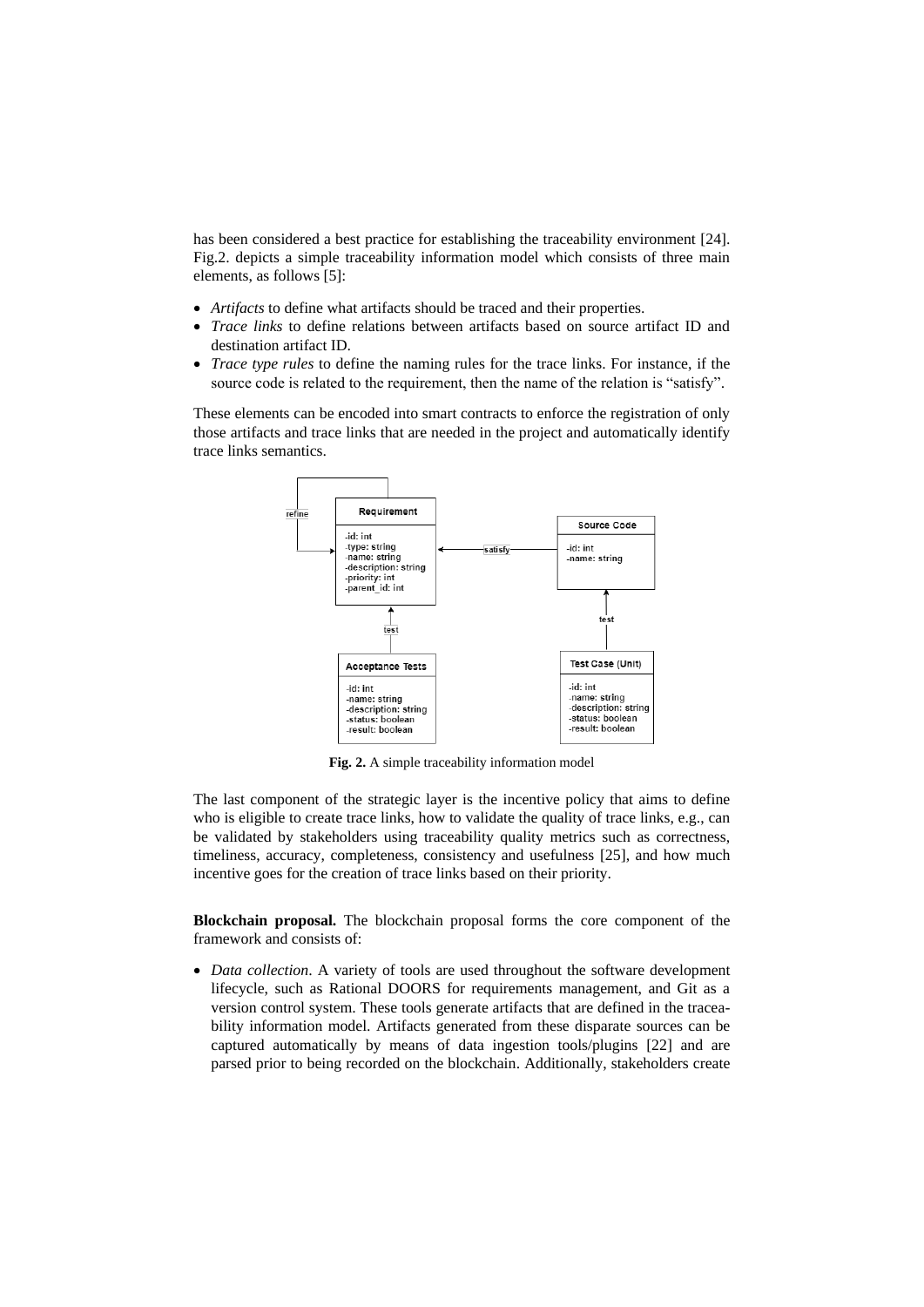has been considered a best practice for establishing the traceability environment [24]. Fig.2. depicts a simple traceability information model which consists of three main elements, as follows [5]:

- *Artifacts* to define what artifacts should be traced and their properties.
- *Trace links* to define relations between artifacts based on source artifact ID and destination artifact ID.
- *Trace type rules* to define the naming rules for the trace links. For instance, if the source code is related to the requirement, then the name of the relation is "satisfy".

These elements can be encoded into smart contracts to enforce the registration of only those artifacts and trace links that are needed in the project and automatically identify trace links semantics.

**Fig. 2.** A simple traceability information model

The last component of the strategic layer is the incentive policy that aims to define who is eligible to create trace links, how to validate the quality of trace links, e.g., can be validated by stakeholders using traceability quality metrics such as correctness, timeliness, accuracy, completeness, consistency and usefulness [25], and how much incentive goes for the creation of trace links based on their priority.

**Blockchain proposal.** The blockchain proposal forms the core component of the framework and consists of:

- *Data collection*. A variety of tools are used throughout the software development lifecycle, such as Rational DOORS for requirements management, and Git as a version control system. These tools generate artifacts that are defined in the traceability information model. Artifacts generated from these disparate sources can be captured automatically by means of data ingestion tools/plugins [22] and are parsed prior to being recorded on the blockchain. Additionally, stakeholders create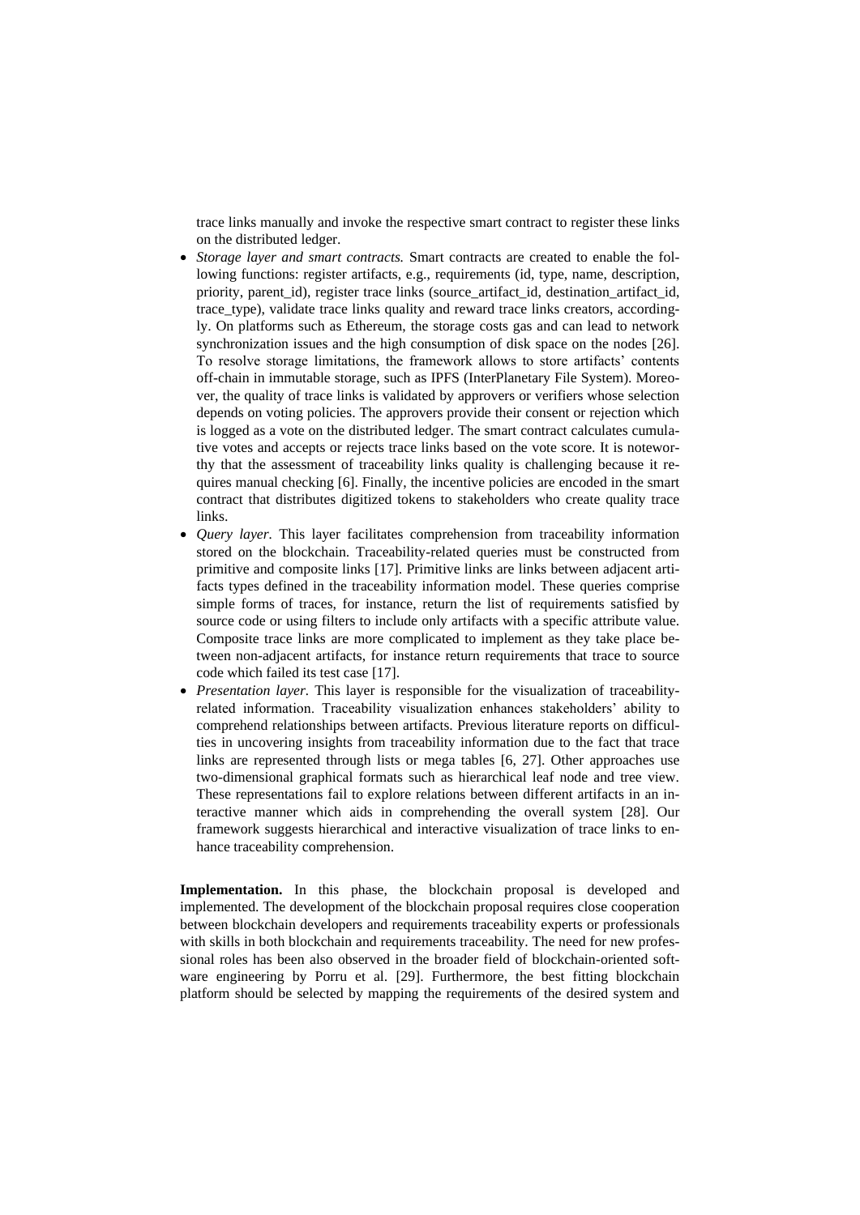trace links manually and invoke the respective smart contract to register these links on the distributed ledger.

- *Storage layer and smart contracts.* Smart contracts are created to enable the following functions: register artifacts, e.g., requirements (id, type, name, description, priority, parent_id), register trace links (source_artifact_id, destination_artifact_id, trace_type), validate trace links quality and reward trace links creators, accordingly. On platforms such as Ethereum, the storage costs gas and can lead to network synchronization issues and the high consumption of disk space on the nodes [26]. To resolve storage limitations, the framework allows to store artifacts' contents off-chain in immutable storage, such as IPFS (InterPlanetary File System). Moreover, the quality of trace links is validated by approvers or verifiers whose selection depends on voting policies. The approvers provide their consent or rejection which is logged as a vote on the distributed ledger. The smart contract calculates cumulative votes and accepts or rejects trace links based on the vote score. It is noteworthy that the assessment of traceability links quality is challenging because it requires manual checking [6]. Finally, the incentive policies are encoded in the smart contract that distributes digitized tokens to stakeholders who create quality trace links.
- *Query layer.* This layer facilitates comprehension from traceability information stored on the blockchain. Traceability-related queries must be constructed from primitive and composite links [17]. Primitive links are links between adjacent artifacts types defined in the traceability information model. These queries comprise simple forms of traces, for instance, return the list of requirements satisfied by source code or using filters to include only artifacts with a specific attribute value. Composite trace links are more complicated to implement as they take place between non-adjacent artifacts, for instance return requirements that trace to source code which failed its test case [17].
- *Presentation layer.* This layer is responsible for the visualization of traceability-related information. Traceability visualization enhances stakeholders' ability to comprehend relationships between artifacts. Previous literature reports on difficulties in uncovering insights from traceability information due to the fact that trace links are represented through lists or mega tables [6, 27]. Other approaches use two-dimensional graphical formats such as hierarchical leaf node and tree view. These representations fail to explore relations between different artifacts in an interactive manner which aids in comprehending the overall system [28]. Our framework suggests hierarchical and interactive visualization of trace links to enhance traceability comprehension.

**Implementation.** In this phase, the blockchain proposal is developed and implemented. The development of the blockchain proposal requires close cooperation between blockchain developers and requirements traceability experts or professionals with skills in both blockchain and requirements traceability. The need for new professional roles has been also observed in the broader field of blockchain-oriented software engineering by Porru et al. [29]. Furthermore, the best fitting blockchain platform should be selected by mapping the requirements of the desired system and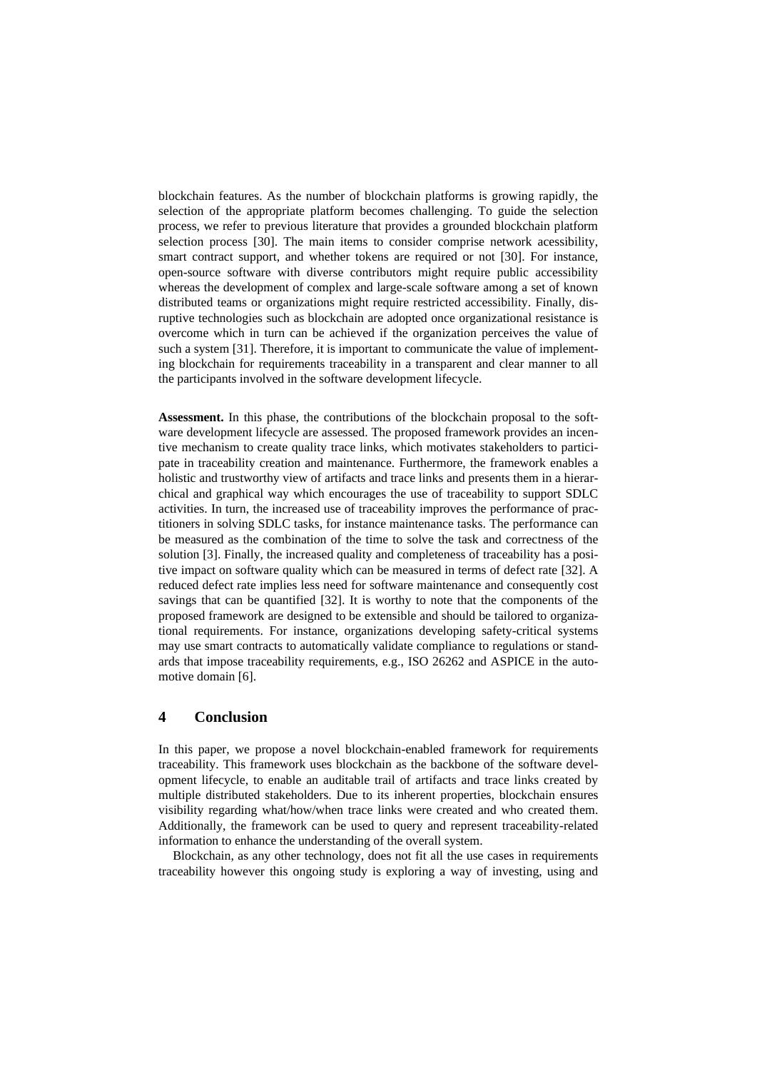blockchain features. As the number of blockchain platforms is growing rapidly, the selection of the appropriate platform becomes challenging. To guide the selection process, we refer to previous literature that provides a grounded blockchain platform selection process [30]. The main items to consider comprise network acessibility, smart contract support, and whether tokens are required or not [30]. For instance, open-source software with diverse contributors might require public accessibility whereas the development of complex and large-scale software among a set of known distributed teams or organizations might require restricted accessibility. Finally, disruptive technologies such as blockchain are adopted once organizational resistance is overcome which in turn can be achieved if the organization perceives the value of such a system [31]. Therefore, it is important to communicate the value of implementing blockchain for requirements traceability in a transparent and clear manner to all the participants involved in the software development lifecycle.

**Assessment.** In this phase, the contributions of the blockchain proposal to the software development lifecycle are assessed. The proposed framework provides an incentive mechanism to create quality trace links, which motivates stakeholders to participate in traceability creation and maintenance. Furthermore, the framework enables a holistic and trustworthy view of artifacts and trace links and presents them in a hierarchical and graphical way which encourages the use of traceability to support SDLC activities. In turn, the increased use of traceability improves the performance of practitioners in solving SDLC tasks, for instance maintenance tasks. The performance can be measured as the combination of the time to solve the task and correctness of the solution [3]. Finally, the increased quality and completeness of traceability has a positive impact on software quality which can be measured in terms of defect rate [32]. A reduced defect rate implies less need for software maintenance and consequently cost savings that can be quantified [32]. It is worthy to note that the components of the proposed framework are designed to be extensible and should be tailored to organizational requirements. For instance, organizations developing safety-critical systems may use smart contracts to automatically validate compliance to regulations or standards that impose traceability requirements, e.g., ISO 26262 and ASPICE in the automotive domain [6].

## 4 Conclusion

In this paper, we propose a novel blockchain-enabled framework for requirements traceability. This framework uses blockchain as the backbone of the software development lifecycle, to enable an auditable trail of artifacts and trace links created by multiple distributed stakeholders. Due to its inherent properties, blockchain ensures visibility regarding what/how/when trace links were created and who created them. Additionally, the framework can be used to query and represent traceability-related information to enhance the understanding of the overall system.

Blockchain, as any other technology, does not fit all the use cases in requirements traceability however this ongoing study is exploring a way of investing, using and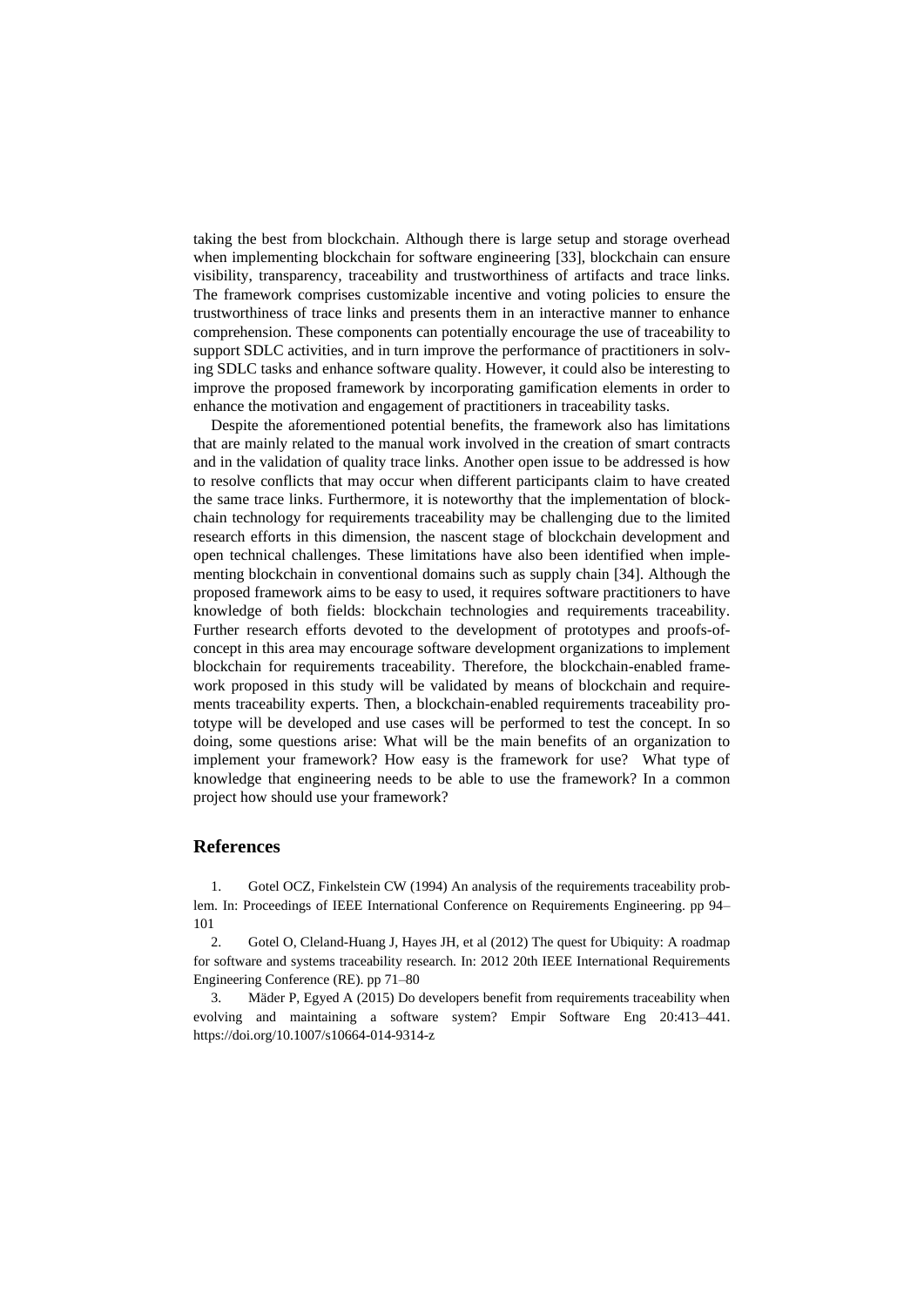taking the best from blockchain. Although there is large setup and storage overhead when implementing blockchain for software engineering [33], blockchain can ensure visibility, transparency, traceability and trustworthiness of artifacts and trace links. The framework comprises customizable incentive and voting policies to ensure the trustworthiness of trace links and presents them in an interactive manner to enhance comprehension. These components can potentially encourage the use of traceability to support SDLC activities, and in turn improve the performance of practitioners in solving SDLC tasks and enhance software quality. However, it could also be interesting to improve the proposed framework by incorporating gamification elements in order to enhance the motivation and engagement of practitioners in traceability tasks.

Despite the aforementioned potential benefits, the framework also has limitations that are mainly related to the manual work involved in the creation of smart contracts and in the validation of quality trace links. Another open issue to be addressed is how to resolve conflicts that may occur when different participants claim to have created the same trace links. Furthermore, it is noteworthy that the implementation of blockchain technology for requirements traceability may be challenging due to the limited research efforts in this dimension, the nascent stage of blockchain development and open technical challenges. These limitations have also been identified when implementing blockchain in conventional domains such as supply chain [34]. Although the proposed framework aims to be easy to used, it requires software practitioners to have knowledge of both fields: blockchain technologies and requirements traceability. Further research efforts devoted to the development of prototypes and proofs-of-concept in this area may encourage software development organizations to implement blockchain for requirements traceability. Therefore, the blockchain-enabled framework proposed in this study will be validated by means of blockchain and requirements traceability experts. Then, a blockchain-enabled requirements traceability prototype will be developed and use cases will be performed to test the concept. In so doing, some questions arise: What will be the main benefits of an organization to implement your framework? How easy is the framework for use? What type of knowledge that engineering needs to be able to use the framework? In a common project how should use your framework?

## References

1. Gotel OCZ, Finkelstein CW (1994) An analysis of the requirements traceability problem. In: Proceedings of IEEE International Conference on Requirements Engineering. pp 94–101
2. Gotel O, Cleland-Huang J, Hayes JH, et al (2012) The quest for Ubiquity: A roadmap for software and systems traceability research. In: 2012 20th IEEE International Requirements Engineering Conference (RE). pp 71–80
3. Mäder P, Egyed A (2015) Do developers benefit from requirements traceability when evolving and maintaining a software system? Empir Software Eng 20:413–441. https://doi.org/10.1007/s10664-014-9314-z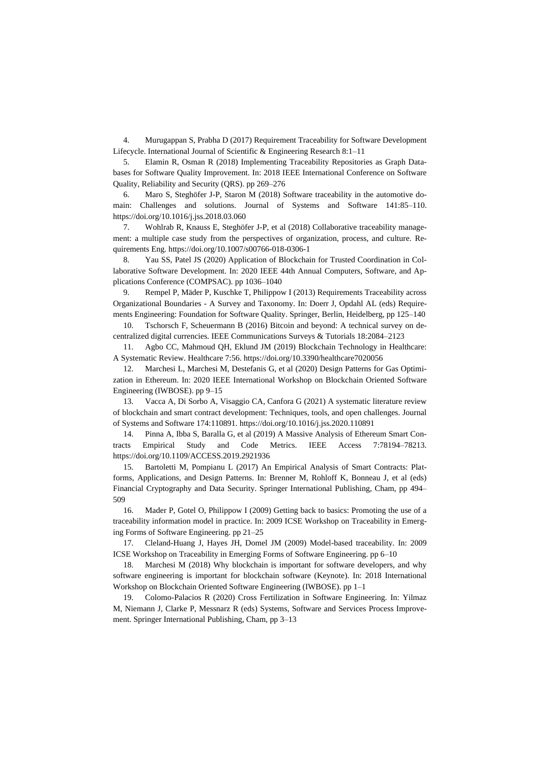4. Murugappan S, Prabha D (2017) Requirement Traceability for Software Development Lifecycle. International Journal of Scientific & Engineering Research 8:1–11

5. Elamin R, Osman R (2018) Implementing Traceability Repositories as Graph Databases for Software Quality Improvement. In: 2018 IEEE International Conference on Software Quality, Reliability and Security (QRS). pp 269–276

6. Maro S, Steghöfer J-P, Staron M (2018) Software traceability in the automotive domain: Challenges and solutions. Journal of Systems and Software 141:85–110. https://doi.org/10.1016/j.jss.2018.03.060

7. Wohlrab R, Knauss E, Steghöfer J-P, et al (2018) Collaborative traceability management: a multiple case study from the perspectives of organization, process, and culture. Requirements Eng. https://doi.org/10.1007/s00766-018-0306-1

8. Yau SS, Patel JS (2020) Application of Blockchain for Trusted Coordination in Collaborative Software Development. In: 2020 IEEE 44th Annual Computers, Software, and Applications Conference (COMPSAC). pp 1036–1040

9. Rempel P, Mäder P, Kuschke T, Philippow I (2013) Requirements Traceability across Organizational Boundaries - A Survey and Taxonomy. In: Doerr J, Opdahl AL (eds) Requirements Engineering: Foundation for Software Quality. Springer, Berlin, Heidelberg, pp 125–140

10. Tschorsch F, Scheuermann B (2016) Bitcoin and beyond: A technical survey on decentralized digital currencies. IEEE Communications Surveys & Tutorials 18:2084–2123

11. Agbo CC, Mahmoud QH, Eklund JM (2019) Blockchain Technology in Healthcare: A Systematic Review. Healthcare 7:56. https://doi.org/10.3390/healthcare7020056

12. Marchesi L, Marchesi M, Destefanis G, et al (2020) Design Patterns for Gas Optimization in Ethereum. In: 2020 IEEE International Workshop on Blockchain Oriented Software Engineering (IWBOSE). pp 9–15

13. Vacca A, Di Sorbo A, Visaggio CA, Canfora G (2021) A systematic literature review of blockchain and smart contract development: Techniques, tools, and open challenges. Journal of Systems and Software 174:110891. https://doi.org/10.1016/j.jss.2020.110891

14. Pinna A, Ibba S, Baralla G, et al (2019) A Massive Analysis of Ethereum Smart Contracts Empirical Study and Code Metrics. IEEE Access 7:78194–78213. https://doi.org/10.1109/ACCESS.2019.2921936

15. Bartoletti M, Pompianu L (2017) An Empirical Analysis of Smart Contracts: Platforms, Applications, and Design Patterns. In: Brenner M, Rohloff K, Bonneau J, et al (eds) Financial Cryptography and Data Security. Springer International Publishing, Cham, pp 494–509

16. Mader P, Gotel O, Philippow I (2009) Getting back to basics: Promoting the use of a traceability information model in practice. In: 2009 ICSE Workshop on Traceability in Emerging Forms of Software Engineering. pp 21–25

17. Cleland-Huang J, Hayes JH, Domel JM (2009) Model-based traceability. In: 2009 ICSE Workshop on Traceability in Emerging Forms of Software Engineering. pp 6–10

18. Marchesi M (2018) Why blockchain is important for software developers, and why software engineering is important for blockchain software (Keynote). In: 2018 International Workshop on Blockchain Oriented Software Engineering (IWBOSE). pp 1–1

19. Colomo-Palacios R (2020) Cross Fertilization in Software Engineering. In: Yilmaz M, Niemann J, Clarke P, Messnarz R (eds) Systems, Software and Services Process Improvement. Springer International Publishing, Cham, pp 3–13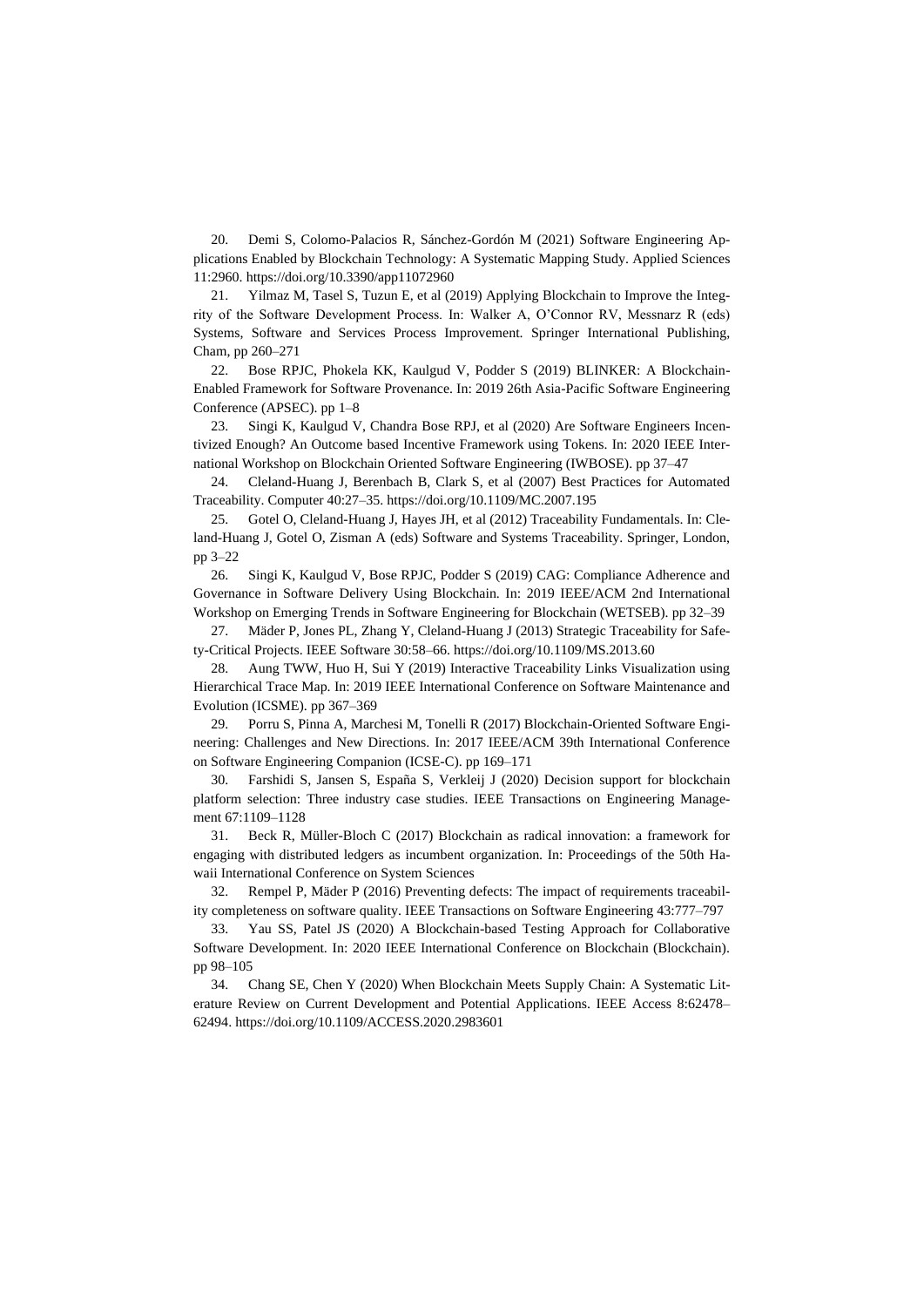20. Demi S, Colomo-Palacios R, Sánchez-Gordón M (2021) Software Engineering Applications Enabled by Blockchain Technology: A Systematic Mapping Study. Applied Sciences 11:2960. https://doi.org/10.3390/app11072960

21. Yilmaz M, Tasel S, Tuzun E, et al (2019) Applying Blockchain to Improve the Integrity of the Software Development Process. In: Walker A, O'Connor RV, Messnarz R (eds) Systems, Software and Services Process Improvement. Springer International Publishing, Cham, pp 260–271

22. Bose RPJC, Phokela KK, Kaulgud V, Podder S (2019) BLINKER: A Blockchain-Enabled Framework for Software Provenance. In: 2019 26th Asia-Pacific Software Engineering Conference (APSEC). pp 1–8

23. Singi K, Kaulgud V, Chandra Bose RPJ, et al (2020) Are Software Engineers Incentivized Enough? An Outcome based Incentive Framework using Tokens. In: 2020 IEEE International Workshop on Blockchain Oriented Software Engineering (IWBOSE). pp 37–47

24. Cleland-Huang J, Berenbach B, Clark S, et al (2007) Best Practices for Automated Traceability. Computer 40:27–35. https://doi.org/10.1109/MC.2007.195

25. Gotel O, Cleland-Huang J, Hayes JH, et al (2012) Traceability Fundamentals. In: Cleland-Huang J, Gotel O, Zisman A (eds) Software and Systems Traceability. Springer, London, pp 3–22

26. Singi K, Kaulgud V, Bose RPJC, Podder S (2019) CAG: Compliance Adherence and Governance in Software Delivery Using Blockchain. In: 2019 IEEE/ACM 2nd International Workshop on Emerging Trends in Software Engineering for Blockchain (WETSEB). pp 32–39

27. Mäder P, Jones PL, Zhang Y, Cleland-Huang J (2013) Strategic Traceability for Safety-Critical Projects. IEEE Software 30:58–66. https://doi.org/10.1109/MS.2013.60

28. Aung TWW, Huo H, Sui Y (2019) Interactive Traceability Links Visualization using Hierarchical Trace Map. In: 2019 IEEE International Conference on Software Maintenance and Evolution (ICSME). pp 367–369

29. Porru S, Pinna A, Marchesi M, Tonelli R (2017) Blockchain-Oriented Software Engineering: Challenges and New Directions. In: 2017 IEEE/ACM 39th International Conference on Software Engineering Companion (ICSE-C). pp 169–171

30. Farshidi S, Jansen S, España S, Verkleij J (2020) Decision support for blockchain platform selection: Three industry case studies. IEEE Transactions on Engineering Management 67:1109–1128

31. Beck R, Müller-Bloch C (2017) Blockchain as radical innovation: a framework for engaging with distributed ledgers as incumbent organization. In: Proceedings of the 50th Hawaii International Conference on System Sciences

32. Rempel P, Mäder P (2016) Preventing defects: The impact of requirements traceability completeness on software quality. IEEE Transactions on Software Engineering 43:777–797

33. Yau SS, Patel JS (2020) A Blockchain-based Testing Approach for Collaborative Software Development. In: 2020 IEEE International Conference on Blockchain (Blockchain). pp 98–105

34. Chang SE, Chen Y (2020) When Blockchain Meets Supply Chain: A Systematic Literature Review on Current Development and Potential Applications. IEEE Access 8:62478–62494. https://doi.org/10.1109/ACCESS.2020.2983601